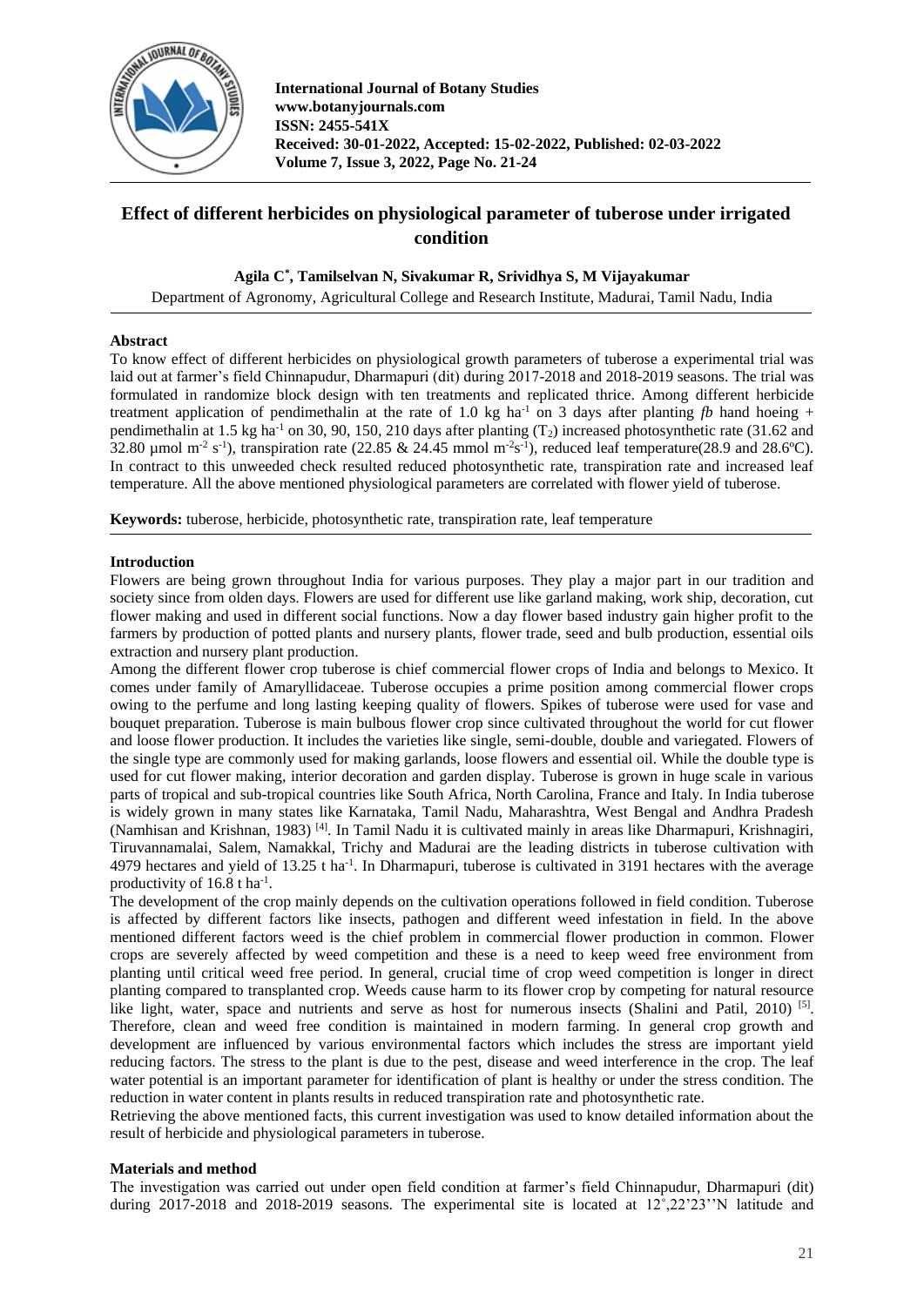International Journal of Botany Studies
www.botanyjournals.com
ISSN: 2455-541X
Received: 30-01-2022, Accepted: 15-02-2022, Published: 02-03-2022
Volume 7, Issue 3, 2022, Page No. 21-24

# Effect of different herbicides on physiological parameter of tuberose under irrigated condition

**Agila C*, Tamilselvan N, Sivakumar R, Srividhya S, M Vijayakumar**

Department of Agronomy, Agricultural College and Research Institute, Madurai, Tamil Nadu, India

## Abstract

To know effect of different herbicides on physiological growth parameters of tuberose a experimental trial was laid out at farmer's field Chinnapudur, Dharmapuri (dit) during 2017-2018 and 2018-2019 seasons. The trial was formulated in randomize block design with ten treatments and replicated thrice. Among different herbicide treatment application of pendimethalin at the rate of 1.0 kg $ha^{-1}$ on 3 days after planting *fb* hand hoeing + pendimethalin at 1.5 kg $ha^{-1}$ on 30, 90, 150, 210 days after planting ($T_2$) increased photosynthetic rate (31.62 and 32.80 µmol $m^{-2}$ $s^{-1}$), transpiration rate (22.85 & 24.45 mmol $m^{-2}s^{-1}$), reduced leaf temperature(28.9 and 28.6ºC). In contract to this unweeded check resulted reduced photosynthetic rate, transpiration rate and increased leaf temperature. All the above mentioned physiological parameters are correlated with flower yield of tuberose.

**Keywords:** tuberose, herbicide, photosynthetic rate, transpiration rate, leaf temperature

## Introduction

Flowers are being grown throughout India for various purposes. They play a major part in our tradition and society since from olden days. Flowers are used for different use like garland making, work ship, decoration, cut flower making and used in different social functions. Now a day flower based industry gain higher profit to the farmers by production of potted plants and nursery plants, flower trade, seed and bulb production, essential oils extraction and nursery plant production.

Among the different flower crop tuberose is chief commercial flower crops of India and belongs to Mexico. It comes under family of Amaryllidaceae. Tuberose occupies a prime position among commercial flower crops owing to the perfume and long lasting keeping quality of flowers. Spikes of tuberose were used for vase and bouquet preparation. Tuberose is main bulbous flower crop since cultivated throughout the world for cut flower and loose flower production. It includes the varieties like single, semi-double, double and variegated. Flowers of the single type are commonly used for making garlands, loose flowers and essential oil. While the double type is used for cut flower making, interior decoration and garden display. Tuberose is grown in huge scale in various parts of tropical and sub-tropical countries like South Africa, North Carolina, France and Italy. In India tuberose is widely grown in many states like Karnataka, Tamil Nadu, Maharashtra, West Bengal and Andhra Pradesh (Namhisan and Krishnan, 1983) [4]. In Tamil Nadu it is cultivated mainly in areas like Dharmapuri, Krishnagiri, Tiruvannamalai, Salem, Namakkal, Trichy and Madurai are the leading districts in tuberose cultivation with 4979 hectares and yield of 13.25 t $ha^{-1}$. In Dharmapuri, tuberose is cultivated in 3191 hectares with the average productivity of 16.8 t $ha^{-1}$.

The development of the crop mainly depends on the cultivation operations followed in field condition. Tuberose is affected by different factors like insects, pathogen and different weed infestation in field. In the above mentioned different factors weed is the chief problem in commercial flower production in common. Flower crops are severely affected by weed competition and these is a need to keep weed free environment from planting until critical weed free period. In general, crucial time of crop weed competition is longer in direct planting compared to transplanted crop. Weeds cause harm to its flower crop by competing for natural resource like light, water, space and nutrients and serve as host for numerous insects (Shalini and Patil, 2010) [5]. Therefore, clean and weed free condition is maintained in modern farming. In general crop growth and development are influenced by various environmental factors which includes the stress are important yield reducing factors. The stress to the plant is due to the pest, disease and weed interference in the crop. The leaf water potential is an important parameter for identification of plant is healthy or under the stress condition. The reduction in water content in plants results in reduced transpiration rate and photosynthetic rate.

Retrieving the above mentioned facts, this current investigation was used to know detailed information about the result of herbicide and physiological parameters in tuberose.

## Materials and method

The investigation was carried out under open field condition at farmer's field Chinnapudur, Dharmapuri (dit) during 2017-2018 and 2018-2019 seasons. The experimental site is located at 12˚,22'23''N latitude and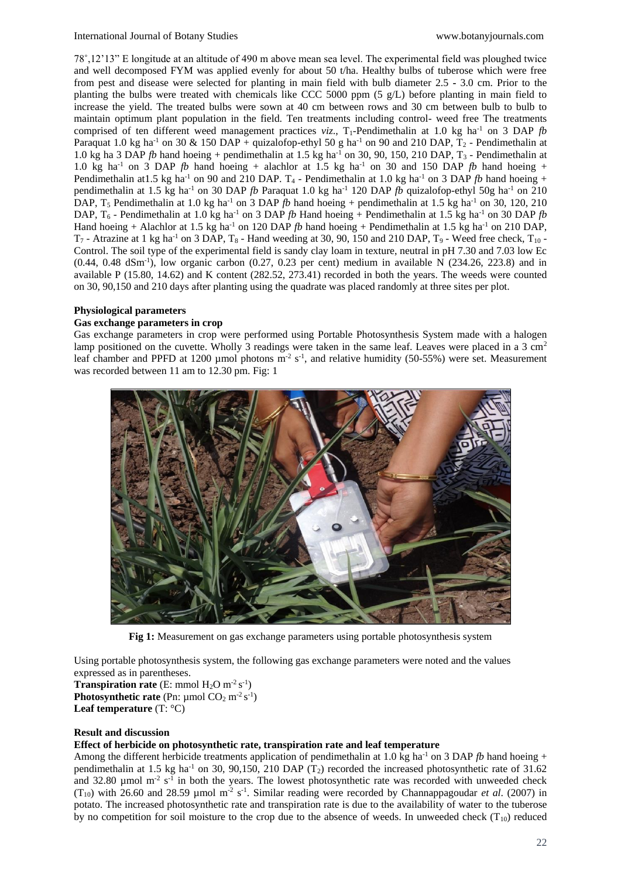78˚,12'13" E longitude at an altitude of 490 m above mean sea level. The experimental field was ploughed twice and well decomposed FYM was applied evenly for about 50 t/ha. Healthy bulbs of tuberose which were free from pest and disease were selected for planting in main field with bulb diameter 2.5 - 3.0 cm. Prior to the planting the bulbs were treated with chemicals like CCC 5000 ppm (5 g/L) before planting in main field to increase the yield. The treated bulbs were sown at 40 cm between rows and 30 cm between bulb to bulb to maintain optimum plant population in the field. Ten treatments including control- weed free The treatments comprised of ten different weed management practices *viz*., $T_1$-Pendimethalin at 1.0 kg $ha^{-1}$ on 3 DAP *fb* Paraquat 1.0 kg $ha^{-1}$ on 30 & 150 DAP + quizalofop-ethyl 50 g $ha^{-1}$ on 90 and 210 DAP, $T_2$ - Pendimethalin at 1.0 kg ha 3 DAP *fb* hand hoeing + pendimethalin at 1.5 kg $ha^{-1}$ on 30, 90, 150, 210 DAP, $T_3$ - Pendimethalin at 1.0 kg $ha^{-1}$ on 3 DAP *fb* hand hoeing + alachlor at 1.5 kg $ha^{-1}$ on 30 and 150 DAP *fb* hand hoeing + Pendimethalin at1.5 kg $ha^{-1}$ on 90 and 210 DAP. $T_4$ - Pendimethalin at 1.0 kg $ha^{-1}$ on 3 DAP *fb* hand hoeing + pendimethalin at 1.5 kg $ha^{-1}$ on 30 DAP *fb* Paraquat 1.0 kg $ha^{-1}$ 120 DAP *fb* quizalofop-ethyl 50g $ha^{-1}$ on 210 DAP, $T_5$ Pendimethalin at 1.0 kg $ha^{-1}$ on 3 DAP *fb* hand hoeing + pendimethalin at 1.5 kg $ha^{-1}$ on 30, 120, 210 DAP, $T_6$ - Pendimethalin at 1.0 kg $ha^{-1}$ on 3 DAP *fb* Hand hoeing + Pendimethalin at 1.5 kg $ha^{-1}$ on 30 DAP *fb* Hand hoeing + Alachlor at 1.5 kg $ha^{-1}$ on 120 DAP *fb* hand hoeing + Pendimethalin at 1.5 kg $ha^{-1}$ on 210 DAP, $T_7$ - Atrazine at 1 kg $ha^{-1}$ on 3 DAP, $T_8$ - Hand weeding at 30, 90, 150 and 210 DAP, $T_9$ - Weed free check, $T_{10}$ - Control. The soil type of the experimental field is sandy clay loam in texture, neutral in pH 7.30 and 7.03 low Ec (0.44, 0.48 $dSm^{-1}$), low organic carbon (0.27, 0.23 per cent) medium in available N (234.26, 223.8) and in available P (15.80, 14.62) and K content (282.52, 273.41) recorded in both the years. The weeds were counted on 30, 90,150 and 210 days after planting using the quadrate was placed randomly at three sites per plot.

### Physiological parameters

#### Gas exchange parameters in crop

Gas exchange parameters in crop were performed using Portable Photosynthesis System made with a halogen lamp positioned on the cuvette. Wholly 3 readings were taken in the same leaf. Leaves were placed in a 3 $cm^2$ leaf chamber and PPFD at 1200 µmol photons $m^{-2}$ $s^{-1}$, and relative humidity (50-55%) were set. Measurement was recorded between 11 am to 12.30 pm. Fig: 1

**Fig 1:** Measurement on gas exchange parameters using portable photosynthesis system

Using portable photosynthesis system, the following gas exchange parameters were noted and the values expressed as in parentheses.

**Transpiration rate** (E: mmol $H_2O$ $m^{-2}$ $s^{-1}$)
**Photosynthetic rate** (Pn: µmol $CO_2$ $m^{-2}$ $s^{-1}$)
**Leaf temperature** (T: °C)

### Result and discussion

#### Effect of herbicide on photosynthetic rate, transpiration rate and leaf temperature

Among the different herbicide treatments application of pendimethalin at 1.0 kg $ha^{-1}$ on 3 DAP *fb* hand hoeing + pendimethalin at 1.5 kg $ha^{-1}$ on 30, 90,150, 210 DAP ($T_2$) recorded the increased photosynthetic rate of 31.62 and 32.80 µmol $m^{-2}$ $s^{-1}$ in both the years. The lowest photosynthetic rate was recorded with unweeded check ($T_{10}$) with 26.60 and 28.59 µmol $m^{-2}$ $s^{-1}$. Similar reading were recorded by Channappagoudar *et al*. (2007) in potato. The increased photosynthetic rate and transpiration rate is due to the availability of water to the tuberose by no competition for soil moisture to the crop due to the absence of weeds. In unweeded check ($T_{10}$) reduced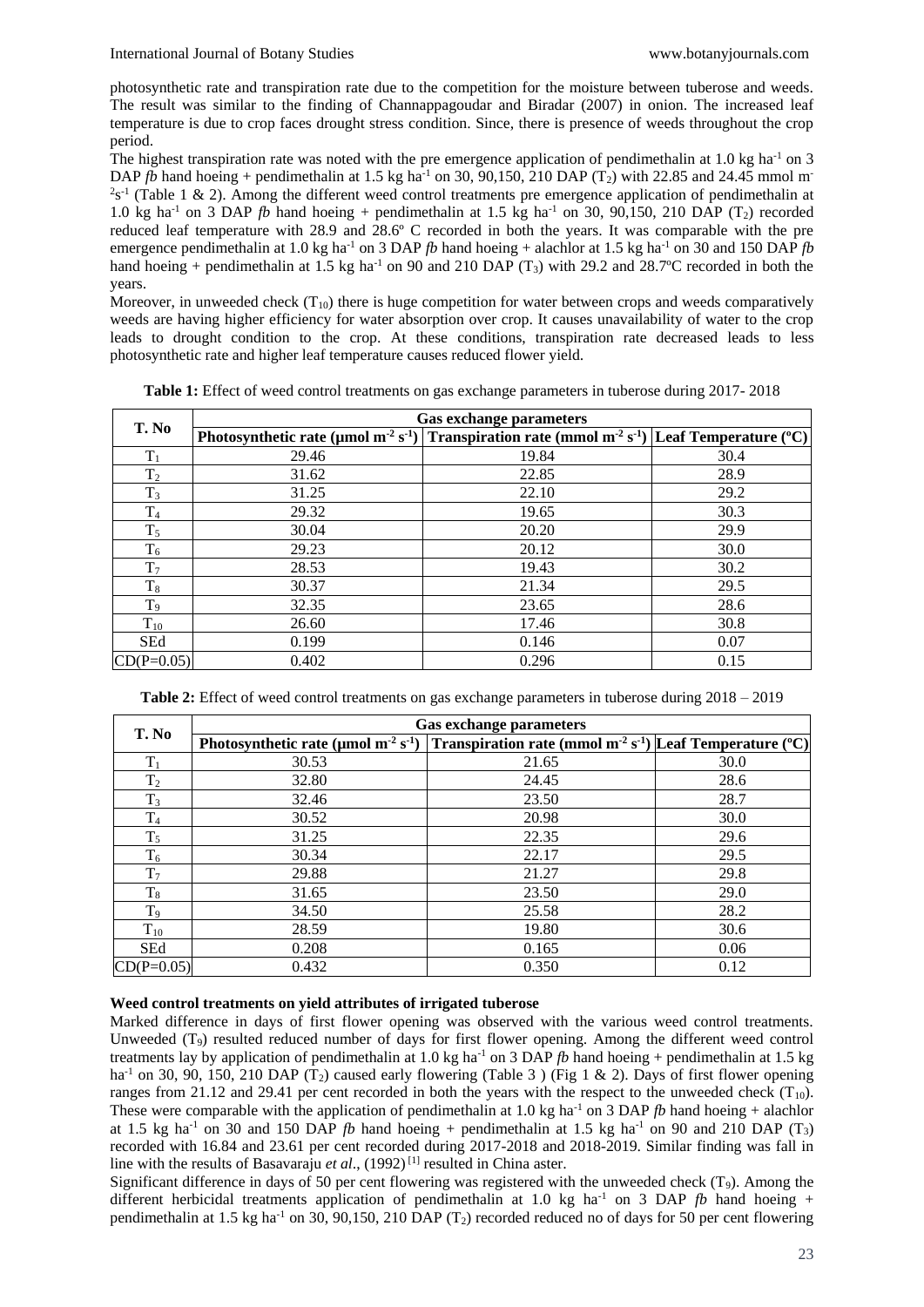photosynthetic rate and transpiration rate due to the competition for the moisture between tuberose and weeds. The result was similar to the finding of Channappagoudar and Biradar (2007) in onion. The increased leaf temperature is due to crop faces drought stress condition. Since, there is presence of weeds throughout the crop period.

The highest transpiration rate was noted with the pre emergence application of pendimethalin at 1.0 kg ha$^{-1}$ on 3 DAP *fb* hand hoeing + pendimethalin at 1.5 kg ha$^{-1}$ on 30, 90,150, 210 DAP ($T_2$) with 22.85 and 24.45 mmol m$^{-2}$s$^{-1}$ (Table 1 & 2). Among the different weed control treatments pre emergence application of pendimethalin at 1.0 kg ha$^{-1}$ on 3 DAP *fb* hand hoeing + pendimethalin at 1.5 kg ha$^{-1}$ on 30, 90,150, 210 DAP ($T_2$) recorded reduced leaf temperature with 28.9 and 28.6º C recorded in both the years. It was comparable with the pre emergence pendimethalin at 1.0 kg ha$^{-1}$ on 3 DAP *fb* hand hoeing + alachlor at 1.5 kg ha$^{-1}$ on 30 and 150 DAP *fb* hand hoeing + pendimethalin at 1.5 kg ha$^{-1}$ on 90 and 210 DAP ($T_3$) with 29.2 and 28.7ºC recorded in both the years.

Moreover, in unweeded check ($T_{10}$) there is huge competition for water between crops and weeds comparatively weeds are having higher efficiency for water absorption over crop. It causes unavailability of water to the crop leads to drought condition to the crop. At these conditions, transpiration rate decreased leads to less photosynthetic rate and higher leaf temperature causes reduced flower yield.

**Table 1:** Effect of weed control treatments on gas exchange parameters in tuberose during 2017- 2018

| T. No | Gas exchange parameters | | |
|---|---|---|---|
| | Photosynthetic rate (µmol m$^{-2}$ s$^{-1}$) | Transpiration rate (mmol m$^{-2}$ s$^{-1}$) | Leaf Temperature (ºC) |
| $T_1$ | 29.46 | 19.84 | 30.4 |
| $T_2$ | 31.62 | 22.85 | 28.9 |
| $T_3$ | 31.25 | 22.10 | 29.2 |
| $T_4$ | 29.32 | 19.65 | 30.3 |
| $T_5$ | 30.04 | 20.20 | 29.9 |
| $T_6$ | 29.23 | 20.12 | 30.0 |
| $T_7$ | 28.53 | 19.43 | 30.2 |
| $T_8$ | 30.37 | 21.34 | 29.5 |
| $T_9$ | 32.35 | 23.65 | 28.6 |
| $T_{10}$ | 26.60 | 17.46 | 30.8 |
| SEd | 0.199 | 0.146 | 0.07 |
| CD(P=0.05) | 0.402 | 0.296 | 0.15 |

**Table 2:** Effect of weed control treatments on gas exchange parameters in tuberose during 2018 – 2019

| T. No | Gas exchange parameters | | |
|---|---|---|---|
| | Photosynthetic rate (µmol m$^{-2}$ s$^{-1}$) | Transpiration rate (mmol m$^{-2}$ s$^{-1}$) | Leaf Temperature (ºC) |
| $T_1$ | 30.53 | 21.65 | 30.0 |
| $T_2$ | 32.80 | 24.45 | 28.6 |
| $T_3$ | 32.46 | 23.50 | 28.7 |
| $T_4$ | 30.52 | 20.98 | 30.0 |
| $T_5$ | 31.25 | 22.35 | 29.6 |
| $T_6$ | 30.34 | 22.17 | 29.5 |
| $T_7$ | 29.88 | 21.27 | 29.8 |
| $T_8$ | 31.65 | 23.50 | 29.0 |
| $T_9$ | 34.50 | 25.58 | 28.2 |
| $T_{10}$ | 28.59 | 19.80 | 30.6 |
| SEd | 0.208 | 0.165 | 0.06 |
| CD(P=0.05) | 0.432 | 0.350 | 0.12 |

**Weed control treatments on yield attributes of irrigated tuberose**

Marked difference in days of first flower opening was observed with the various weed control treatments. Unweeded ($T_9$) resulted reduced number of days for first flower opening. Among the different weed control treatments lay by application of pendimethalin at 1.0 kg ha$^{-1}$ on 3 DAP *fb* hand hoeing + pendimethalin at 1.5 kg ha$^{-1}$ on 30, 90, 150, 210 DAP ($T_2$) caused early flowering (Table 3 ) (Fig 1 & 2). Days of first flower opening ranges from 21.12 and 29.41 per cent recorded in both the years with the respect to the unweeded check ($T_{10}$). These were comparable with the application of pendimethalin at 1.0 kg ha$^{-1}$ on 3 DAP *fb* hand hoeing + alachlor at 1.5 kg ha$^{-1}$ on 30 and 150 DAP *fb* hand hoeing + pendimethalin at 1.5 kg ha$^{-1}$ on 90 and 210 DAP ($T_3$) recorded with 16.84 and 23.61 per cent recorded during 2017-2018 and 2018-2019. Similar finding was fall in line with the results of Basavaraju *et al*., (1992) [1] resulted in China aster.

Significant difference in days of 50 per cent flowering was registered with the unweeded check ($T_9$). Among the different herbicidal treatments application of pendimethalin at 1.0 kg ha$^{-1}$ on 3 DAP *fb* hand hoeing + pendimethalin at 1.5 kg ha$^{-1}$ on 30, 90,150, 210 DAP ($T_2$) recorded reduced no of days for 50 per cent flowering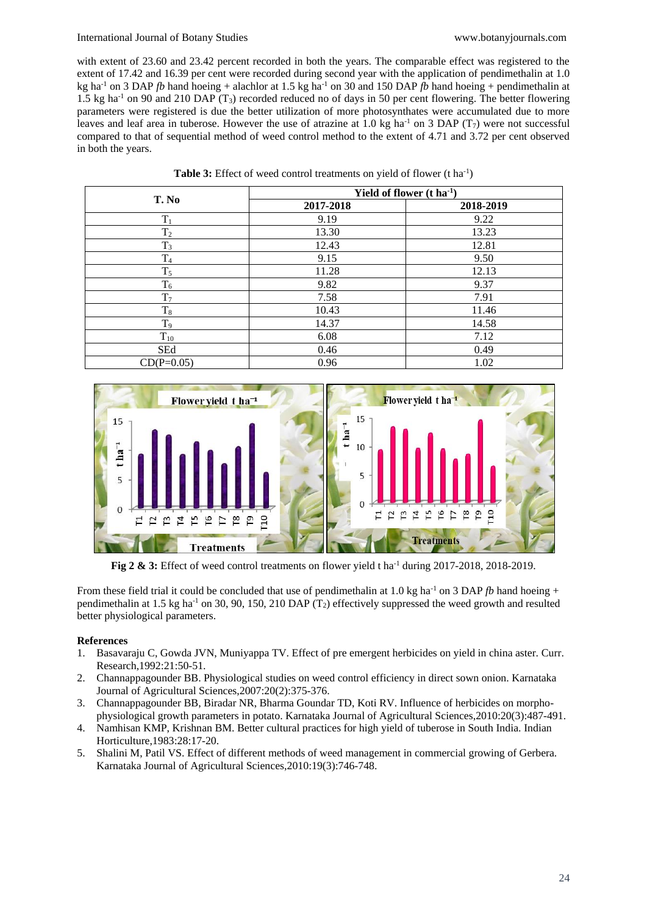with extent of 23.60 and 23.42 percent recorded in both the years. The comparable effect was registered to the extent of 17.42 and 16.39 per cent were recorded during second year with the application of pendimethalin at 1.0 kg ha$^{-1}$ on 3 DAP *fb* hand hoeing + alachlor at 1.5 kg ha$^{-1}$ on 30 and 150 DAP *fb* hand hoeing + pendimethalin at 1.5 kg ha$^{-1}$ on 90 and 210 DAP ($T_3$) recorded reduced no of days in 50 per cent flowering. The better flowering parameters were registered is due the better utilization of more photosynthates were accumulated due to more leaves and leaf area in tuberose. However the use of atrazine at 1.0 kg ha$^{-1}$ on 3 DAP ($T_7$) were not successful compared to that of sequential method of weed control method to the extent of 4.71 and 3.72 per cent observed in both the years.

**Table 3:** Effect of weed control treatments on yield of flower (t ha$^{-1}$)

| T. No | Yield of flower (t ha$^{-1}$) | |
|---|---|---|
| | 2017-2018 | 2018-2019 |
| $T_1$ | 9.19 | 9.22 |
| $T_2$ | 13.30 | 13.23 |
| $T_3$ | 12.43 | 12.81 |
| $T_4$ | 9.15 | 9.50 |
| $T_5$ | 11.28 | 12.13 |
| $T_6$ | 9.82 | 9.37 |
| $T_7$ | 7.58 | 7.91 |
| $T_8$ | 10.43 | 11.46 |
| $T_9$ | 14.37 | 14.58 |
| $T_{10}$ | 6.08 | 7.12 |
| SEd | 0.46 | 0.49 |
| CD(P=0.05) | 0.96 | 1.02 |

Flower yield t ha$^{-1}$

15
10
5
0

t ha$^{-1}$

T1 T2 T3 T4 T5 T6 T7 T8 T9 T10

Treatments

Flower yield t ha$^{-1}$

15
10
5
0

t ha$^{-1}$

T1 T2 T3 T4 T5 T6 T7 T8 T9 T10

Treatments

**Fig 2 & 3:** Effect of weed control treatments on flower yield t ha$^{-1}$ during 2017-2018, 2018-2019.

From these field trial it could be concluded that use of pendimethalin at 1.0 kg ha$^{-1}$ on 3 DAP *fb* hand hoeing + pendimethalin at 1.5 kg ha$^{-1}$ on 30, 90, 150, 210 DAP ($T_2$) effectively suppressed the weed growth and resulted better physiological parameters.

## References

1. Basavaraju C, Gowda JVN, Muniyappa TV. Effect of pre emergent herbicides on yield in china aster. Curr. Research,1992:21:50-51.
2. Channappagounder BB. Physiological studies on weed control efficiency in direct sown onion. Karnataka Journal of Agricultural Sciences,2007:20(2):375-376.
3. Channappagounder BB, Biradar NR, Bharma Goundar TD, Koti RV. Influence of herbicides on morpho-physiological growth parameters in potato. Karnataka Journal of Agricultural Sciences,2010:20(3):487-491.
4. Namhisan KMP, Krishnan BM. Better cultural practices for high yield of tuberose in South India. Indian Horticulture,1983:28:17-20.
5. Shalini M, Patil VS. Effect of different methods of weed management in commercial growing of Gerbera. Karnataka Journal of Agricultural Sciences,2010:19(3):746-748.